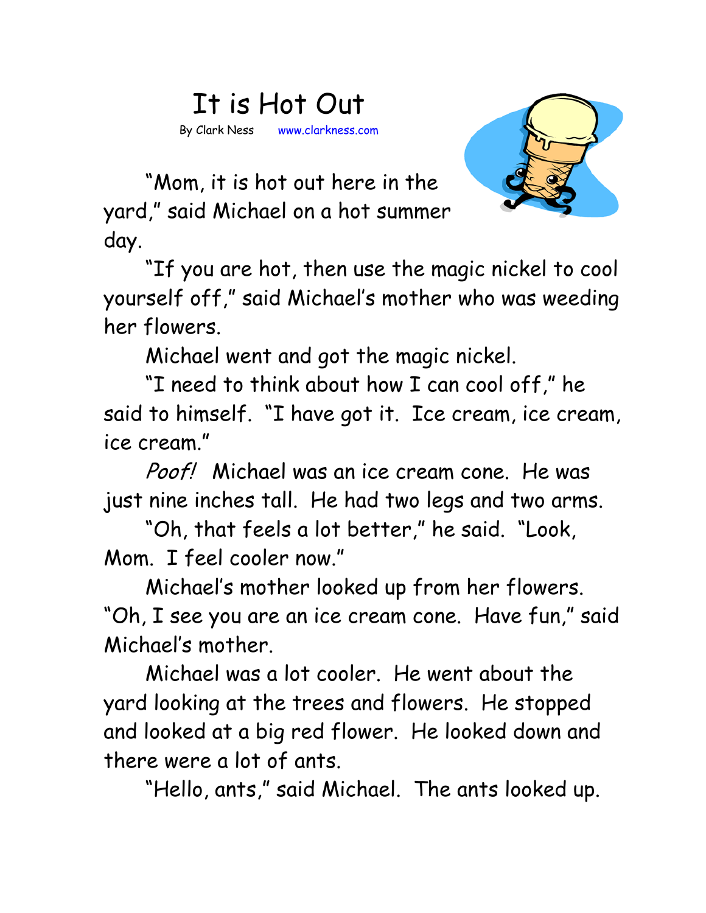# It is Hot Out

By Clark Ness www.clarkness.com

"Mom, it is hot out here in the yard," said Michael on a hot summer day.

"If you are hot, then use the magic nickel to cool yourself off," said Michael's mother who was weeding her flowers.

Michael went and got the magic nickel.

"I need to think about how I can cool off," he said to himself. "I have got it. Ice cream, ice cream, ice cream."

*Poof!* Michael was an ice cream cone. He was just nine inches tall. He had two legs and two arms.

"Oh, that feels a lot better," he said. "Look, Mom. I feel cooler now."

Michael's mother looked up from her flowers. "Oh, I see you are an ice cream cone. Have fun," said Michael's mother.

Michael was a lot cooler. He went about the yard looking at the trees and flowers. He stopped and looked at a big red flower. He looked down and there were a lot of ants.

"Hello, ants," said Michael. The ants looked up.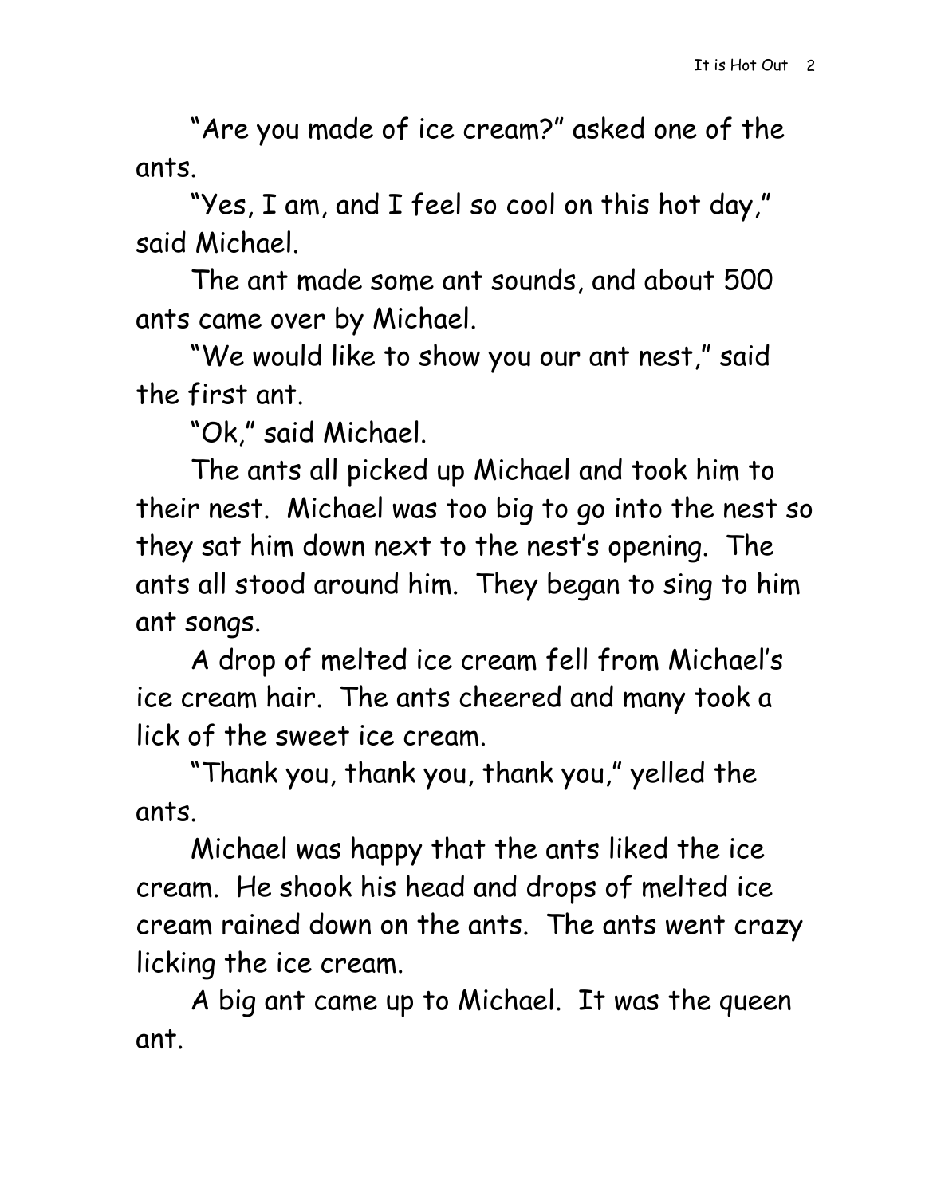"Are you made of ice cream?" asked one of the ants.

"Yes, I am, and I feel so cool on this hot day," said Michael.

The ant made some ant sounds, and about 500 ants came over by Michael.

"We would like to show you our ant nest," said the first ant.

"Ok," said Michael.

The ants all picked up Michael and took him to their nest. Michael was too big to go into the nest so they sat him down next to the nest's opening. The ants all stood around him. They began to sing to him ant songs.

A drop of melted ice cream fell from Michael's ice cream hair. The ants cheered and many took a lick of the sweet ice cream.

"Thank you, thank you, thank you," yelled the ants.

Michael was happy that the ants liked the ice cream. He shook his head and drops of melted ice cream rained down on the ants. The ants went crazy licking the ice cream.

A big ant came up to Michael. It was the queen ant.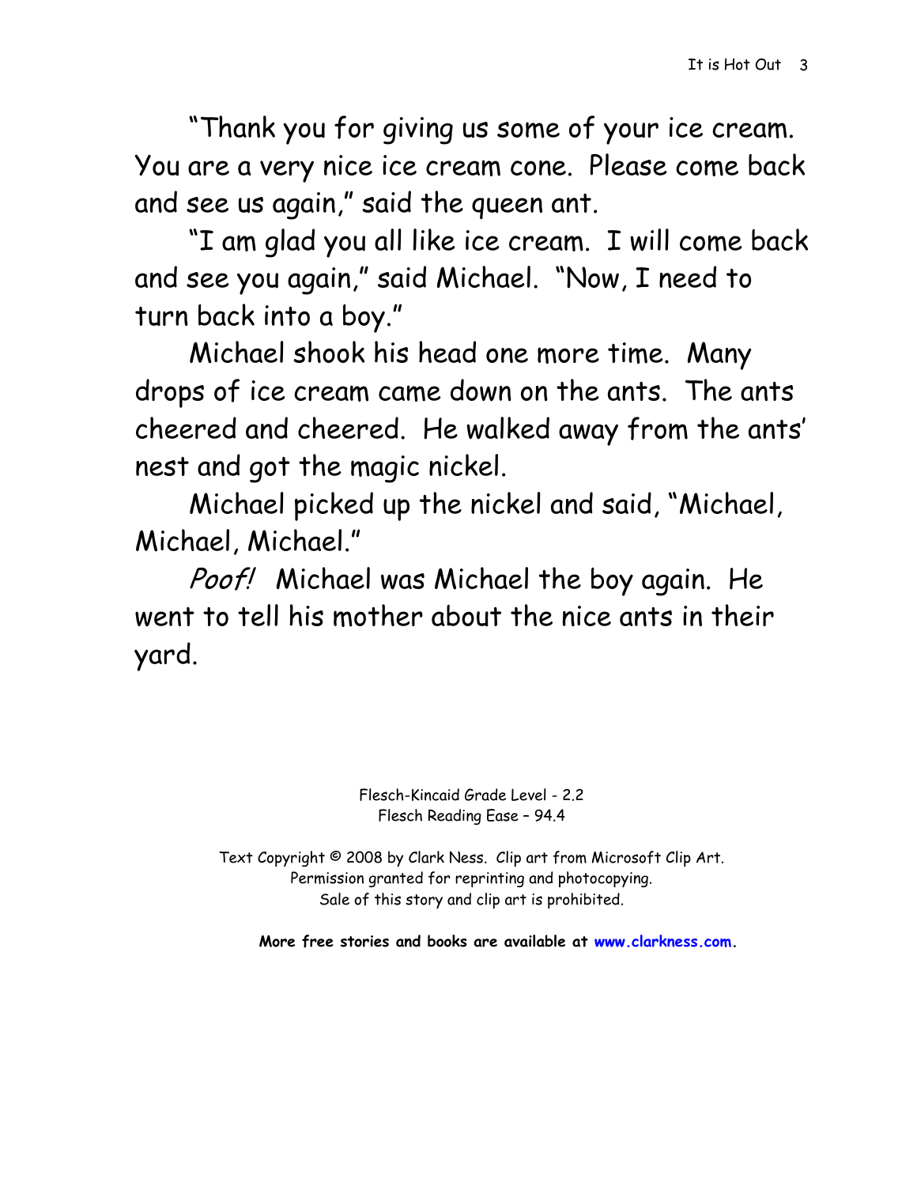"Thank you for giving us some of your ice cream. You are a very nice ice cream cone. Please come back and see us again," said the queen ant.

"I am glad you all like ice cream. I will come back and see you again," said Michael. "Now, I need to turn back into a boy."

Michael shook his head one more time. Many drops of ice cream came down on the ants. The ants cheered and cheered. He walked away from the ants' nest and got the magic nickel.

Michael picked up the nickel and said, "Michael, Michael, Michael."

*Poof!* Michael was Michael the boy again. He went to tell his mother about the nice ants in their yard.

Flesch-Kincaid Grade Level - 2.2
Flesch Reading Ease – 94.4

Text Copyright © 2008 by Clark Ness. Clip art from Microsoft Clip Art.
Permission granted for reprinting and photocopying.
Sale of this story and clip art is prohibited.

**More free stories and books are available at www.clarkness.com.**